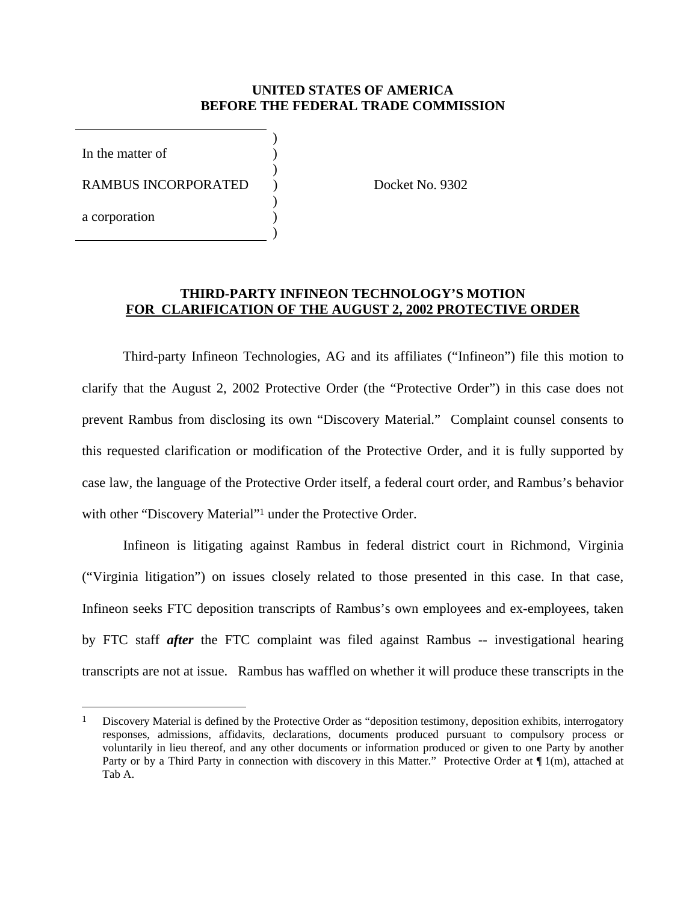**UNITED STATES OF AMERICA**
**BEFORE THE FEDERAL TRADE COMMISSION**

| | | |
|---|---|---|
| In the matter of | ) | |
| | ) | |
| RAMBUS INCORPORATED | ) | Docket No. 9302 |
| | ) | |
| a corporation | ) | |
| | ) | |

## THIRD-PARTY INFINEON TECHNOLOGY'S MOTION FOR CLARIFICATION OF THE AUGUST 2, 2002 PROTECTIVE ORDER

Third-party Infineon Technologies, AG and its affiliates ("Infineon") file this motion to clarify that the August 2, 2002 Protective Order (the "Protective Order") in this case does not prevent Rambus from disclosing its own "Discovery Material." Complaint counsel consents to this requested clarification or modification of the Protective Order, and it is fully supported by case law, the language of the Protective Order itself, a federal court order, and Rambus's behavior with other "Discovery Material"[1] under the Protective Order.

Infineon is litigating against Rambus in federal district court in Richmond, Virginia ("Virginia litigation") on issues closely related to those presented in this case. In that case, Infineon seeks FTC deposition transcripts of Rambus's own employees and ex-employees, taken by FTC staff ***after*** the FTC complaint was filed against Rambus -- investigational hearing transcripts are not at issue. Rambus has waffled on whether it will produce these transcripts in the

---

[1] Discovery Material is defined by the Protective Order as "deposition testimony, deposition exhibits, interrogatory responses, admissions, affidavits, declarations, documents produced pursuant to compulsory process or voluntarily in lieu thereof, and any other documents or information produced or given to one Party by another Party or by a Third Party in connection with discovery in this Matter." Protective Order at ¶ 1(m), attached at Tab A.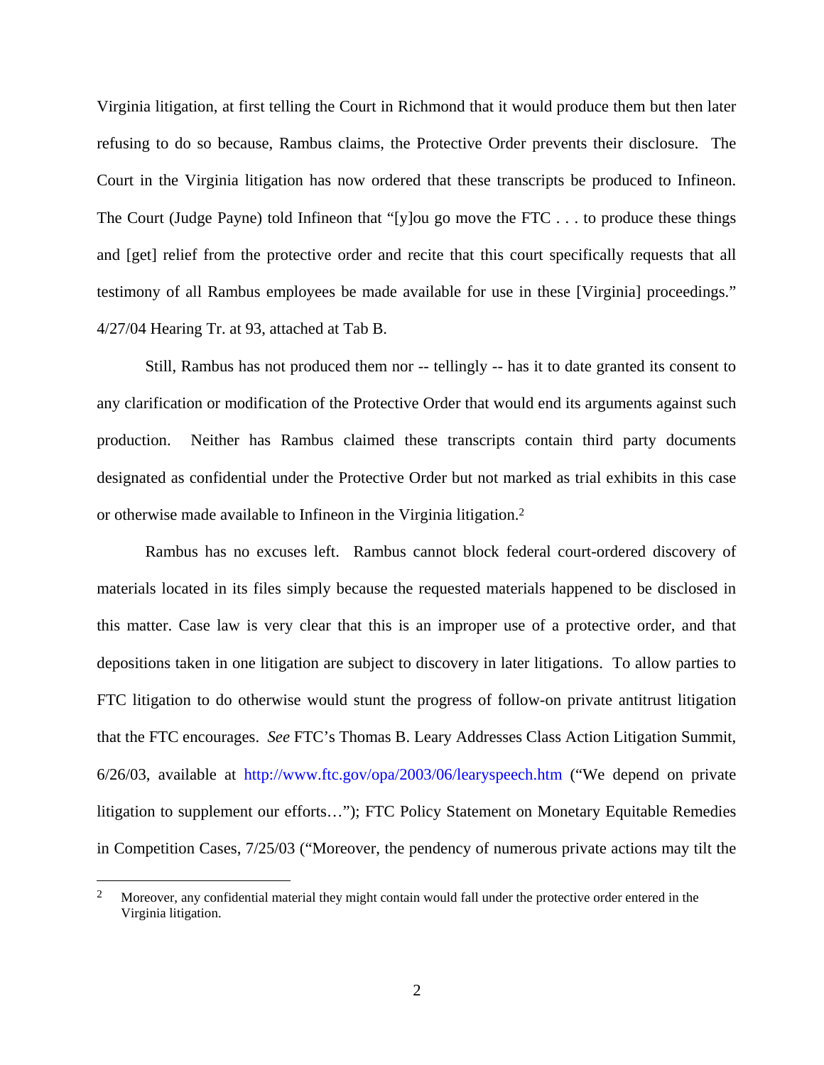Virginia litigation, at first telling the Court in Richmond that it would produce them but then later refusing to do so because, Rambus claims, the Protective Order prevents their disclosure. The Court in the Virginia litigation has now ordered that these transcripts be produced to Infineon. The Court (Judge Payne) told Infineon that "[y]ou go move the FTC . . . to produce these things and [get] relief from the protective order and recite that this court specifically requests that all testimony of all Rambus employees be made available for use in these [Virginia] proceedings." 4/27/04 Hearing Tr. at 93, attached at Tab B.

Still, Rambus has not produced them nor -- tellingly -- has it to date granted its consent to any clarification or modification of the Protective Order that would end its arguments against such production. Neither has Rambus claimed these transcripts contain third party documents designated as confidential under the Protective Order but not marked as trial exhibits in this case or otherwise made available to Infineon in the Virginia litigation.[2]

Rambus has no excuses left. Rambus cannot block federal court-ordered discovery of materials located in its files simply because the requested materials happened to be disclosed in this matter. Case law is very clear that this is an improper use of a protective order, and that depositions taken in one litigation are subject to discovery in later litigations. To allow parties to FTC litigation to do otherwise would stunt the progress of follow-on private antitrust litigation that the FTC encourages. *See* FTC's Thomas B. Leary Addresses Class Action Litigation Summit, 6/26/03, available at http://www.ftc.gov/opa/2003/06/learyspeech.htm ("We depend on private litigation to supplement our efforts…"); FTC Policy Statement on Monetary Equitable Remedies in Competition Cases, 7/25/03 ("Moreover, the pendency of numerous private actions may tilt the

---

[2] Moreover, any confidential material they might contain would fall under the protective order entered in the Virginia litigation.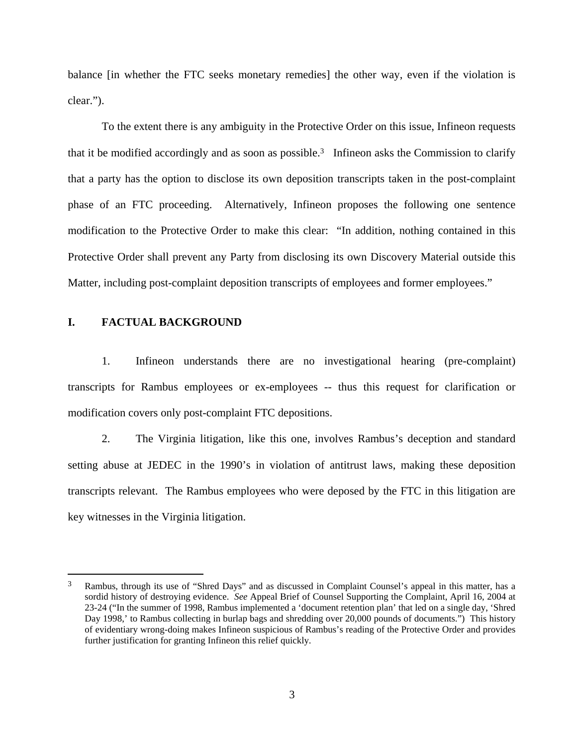balance [in whether the FTC seeks monetary remedies] the other way, even if the violation is clear.").

To the extent there is any ambiguity in the Protective Order on this issue, Infineon requests that it be modified accordingly and as soon as possible.[3] Infineon asks the Commission to clarify that a party has the option to disclose its own deposition transcripts taken in the post-complaint phase of an FTC proceeding. Alternatively, Infineon proposes the following one sentence modification to the Protective Order to make this clear: "In addition, nothing contained in this Protective Order shall prevent any Party from disclosing its own Discovery Material outside this Matter, including post-complaint deposition transcripts of employees and former employees."

## I. FACTUAL BACKGROUND

1. Infineon understands there are no investigational hearing (pre-complaint) transcripts for Rambus employees or ex-employees -- thus this request for clarification or modification covers only post-complaint FTC depositions.

2. The Virginia litigation, like this one, involves Rambus's deception and standard setting abuse at JEDEC in the 1990's in violation of antitrust laws, making these deposition transcripts relevant. The Rambus employees who were deposed by the FTC in this litigation are key witnesses in the Virginia litigation.

---

[3] Rambus, through its use of "Shred Days" and as discussed in Complaint Counsel's appeal in this matter, has a sordid history of destroying evidence. *See* Appeal Brief of Counsel Supporting the Complaint, April 16, 2004 at 23-24 ("In the summer of 1998, Rambus implemented a 'document retention plan' that led on a single day, 'Shred Day 1998,' to Rambus collecting in burlap bags and shredding over 20,000 pounds of documents.") This history of evidentiary wrong-doing makes Infineon suspicious of Rambus's reading of the Protective Order and provides further justification for granting Infineon this relief quickly.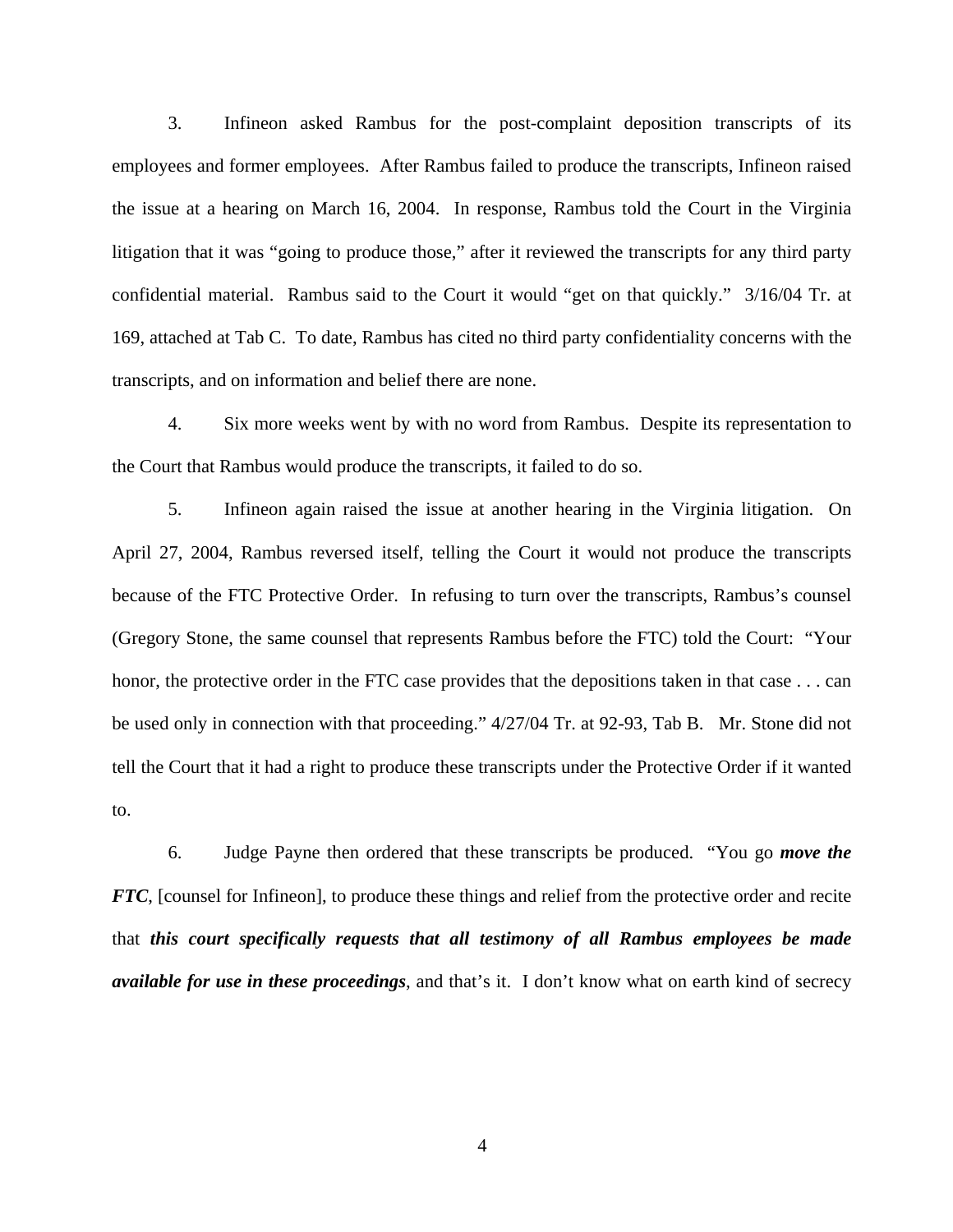3. Infineon asked Rambus for the post-complaint deposition transcripts of its employees and former employees. After Rambus failed to produce the transcripts, Infineon raised the issue at a hearing on March 16, 2004. In response, Rambus told the Court in the Virginia litigation that it was "going to produce those," after it reviewed the transcripts for any third party confidential material. Rambus said to the Court it would "get on that quickly." 3/16/04 Tr. at 169, attached at Tab C. To date, Rambus has cited no third party confidentiality concerns with the transcripts, and on information and belief there are none.

4. Six more weeks went by with no word from Rambus. Despite its representation to the Court that Rambus would produce the transcripts, it failed to do so.

5. Infineon again raised the issue at another hearing in the Virginia litigation. On April 27, 2004, Rambus reversed itself, telling the Court it would not produce the transcripts because of the FTC Protective Order. In refusing to turn over the transcripts, Rambus's counsel (Gregory Stone, the same counsel that represents Rambus before the FTC) told the Court: "Your honor, the protective order in the FTC case provides that the depositions taken in that case . . . can be used only in connection with that proceeding." 4/27/04 Tr. at 92-93, Tab B. Mr. Stone did not tell the Court that it had a right to produce these transcripts under the Protective Order if it wanted to.

6. Judge Payne then ordered that these transcripts be produced. "You go ***move the FTC***, [counsel for Infineon], to produce these things and relief from the protective order and recite that ***this court specifically requests that all testimony of all Rambus employees be made available for use in these proceedings***, and that's it. I don't know what on earth kind of secrecy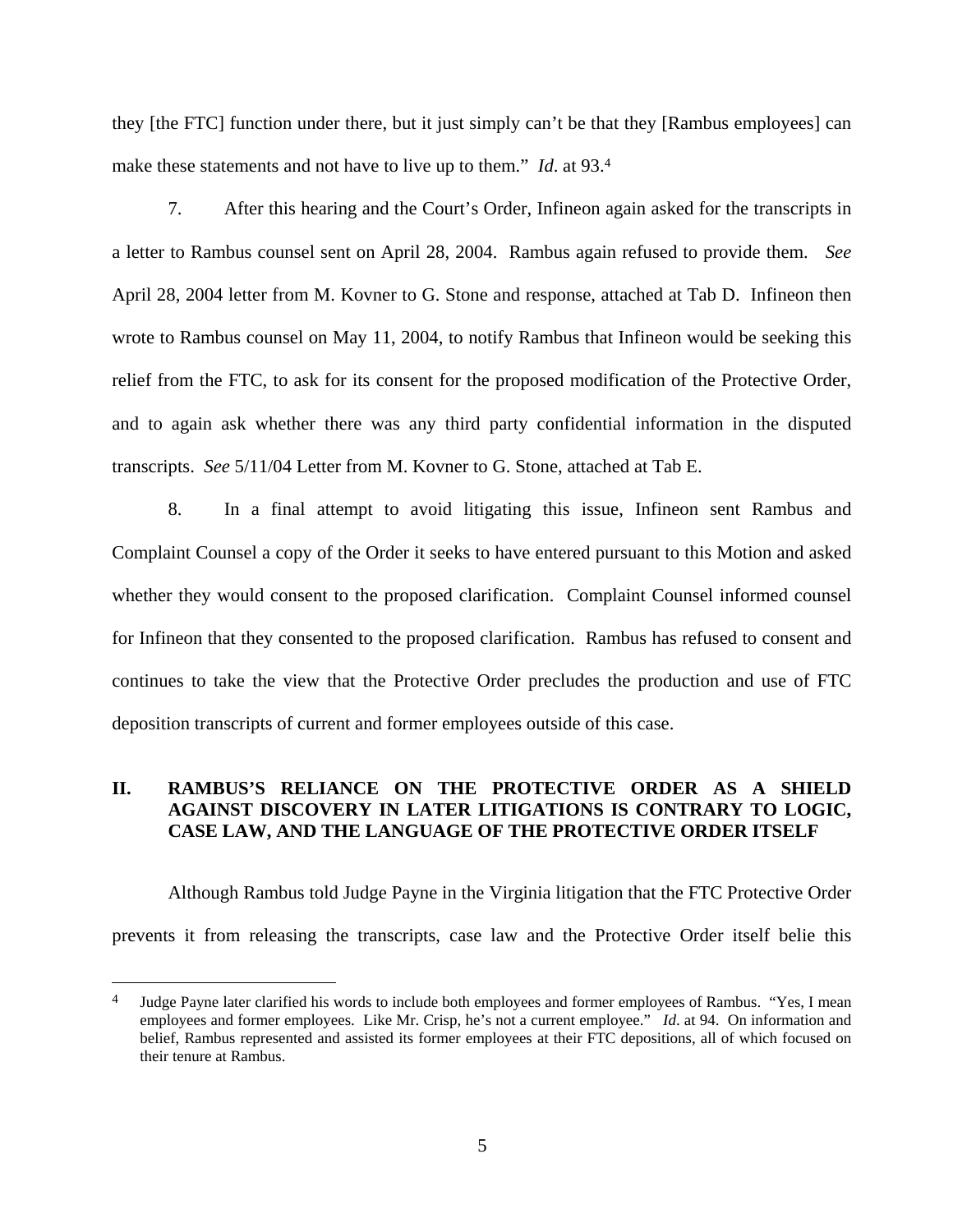they [the FTC] function under there, but it just simply can't be that they [Rambus employees] can make these statements and not have to live up to them." *Id*. at 93.[4]

7. After this hearing and the Court's Order, Infineon again asked for the transcripts in a letter to Rambus counsel sent on April 28, 2004. Rambus again refused to provide them. *See* April 28, 2004 letter from M. Kovner to G. Stone and response, attached at Tab D. Infineon then wrote to Rambus counsel on May 11, 2004, to notify Rambus that Infineon would be seeking this relief from the FTC, to ask for its consent for the proposed modification of the Protective Order, and to again ask whether there was any third party confidential information in the disputed transcripts. *See* 5/11/04 Letter from M. Kovner to G. Stone, attached at Tab E.

8. In a final attempt to avoid litigating this issue, Infineon sent Rambus and Complaint Counsel a copy of the Order it seeks to have entered pursuant to this Motion and asked whether they would consent to the proposed clarification. Complaint Counsel informed counsel for Infineon that they consented to the proposed clarification. Rambus has refused to consent and continues to take the view that the Protective Order precludes the production and use of FTC deposition transcripts of current and former employees outside of this case.

## II. RAMBUS'S RELIANCE ON THE PROTECTIVE ORDER AS A SHIELD AGAINST DISCOVERY IN LATER LITIGATIONS IS CONTRARY TO LOGIC, CASE LAW, AND THE LANGUAGE OF THE PROTECTIVE ORDER ITSELF

Although Rambus told Judge Payne in the Virginia litigation that the FTC Protective Order prevents it from releasing the transcripts, case law and the Protective Order itself belie this

[4] Judge Payne later clarified his words to include both employees and former employees of Rambus. "Yes, I mean employees and former employees. Like Mr. Crisp, he's not a current employee." *Id*. at 94. On information and belief, Rambus represented and assisted its former employees at their FTC depositions, all of which focused on their tenure at Rambus.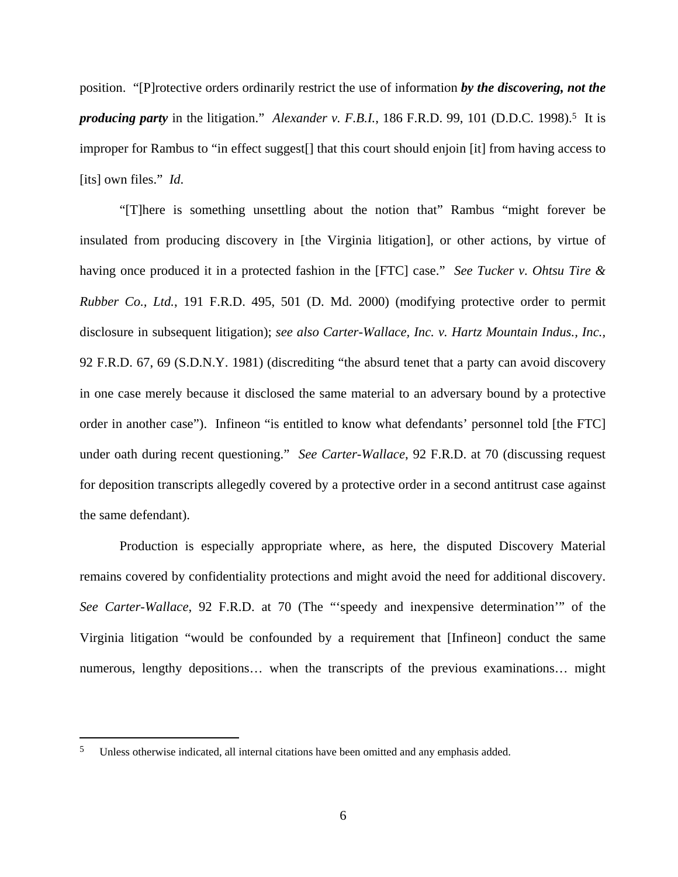position. "[P]rotective orders ordinarily restrict the use of information ***by the discovering, not the producing party*** in the litigation." *Alexander v. F.B.I.*, 186 F.R.D. 99, 101 (D.D.C. 1998).[5] It is improper for Rambus to "in effect suggest[] that this court should enjoin [it] from having access to [its] own files." *Id.*

"[T]here is something unsettling about the notion that" Rambus "might forever be insulated from producing discovery in [the Virginia litigation], or other actions, by virtue of having once produced it in a protected fashion in the [FTC] case." *See Tucker v. Ohtsu Tire & Rubber Co., Ltd.*, 191 F.R.D. 495, 501 (D. Md. 2000) (modifying protective order to permit disclosure in subsequent litigation); *see also Carter-Wallace, Inc. v. Hartz Mountain Indus., Inc.*, 92 F.R.D. 67, 69 (S.D.N.Y. 1981) (discrediting "the absurd tenet that a party can avoid discovery in one case merely because it disclosed the same material to an adversary bound by a protective order in another case"). Infineon "is entitled to know what defendants' personnel told [the FTC] under oath during recent questioning." *See Carter-Wallace*, 92 F.R.D. at 70 (discussing request for deposition transcripts allegedly covered by a protective order in a second antitrust case against the same defendant).

Production is especially appropriate where, as here, the disputed Discovery Material remains covered by confidentiality protections and might avoid the need for additional discovery. *See Carter-Wallace*, 92 F.R.D. at 70 (The "'speedy and inexpensive determination'" of the Virginia litigation "would be confounded by a requirement that [Infineon] conduct the same numerous, lengthy depositions… when the transcripts of the previous examinations… might

[5] Unless otherwise indicated, all internal citations have been omitted and any emphasis added.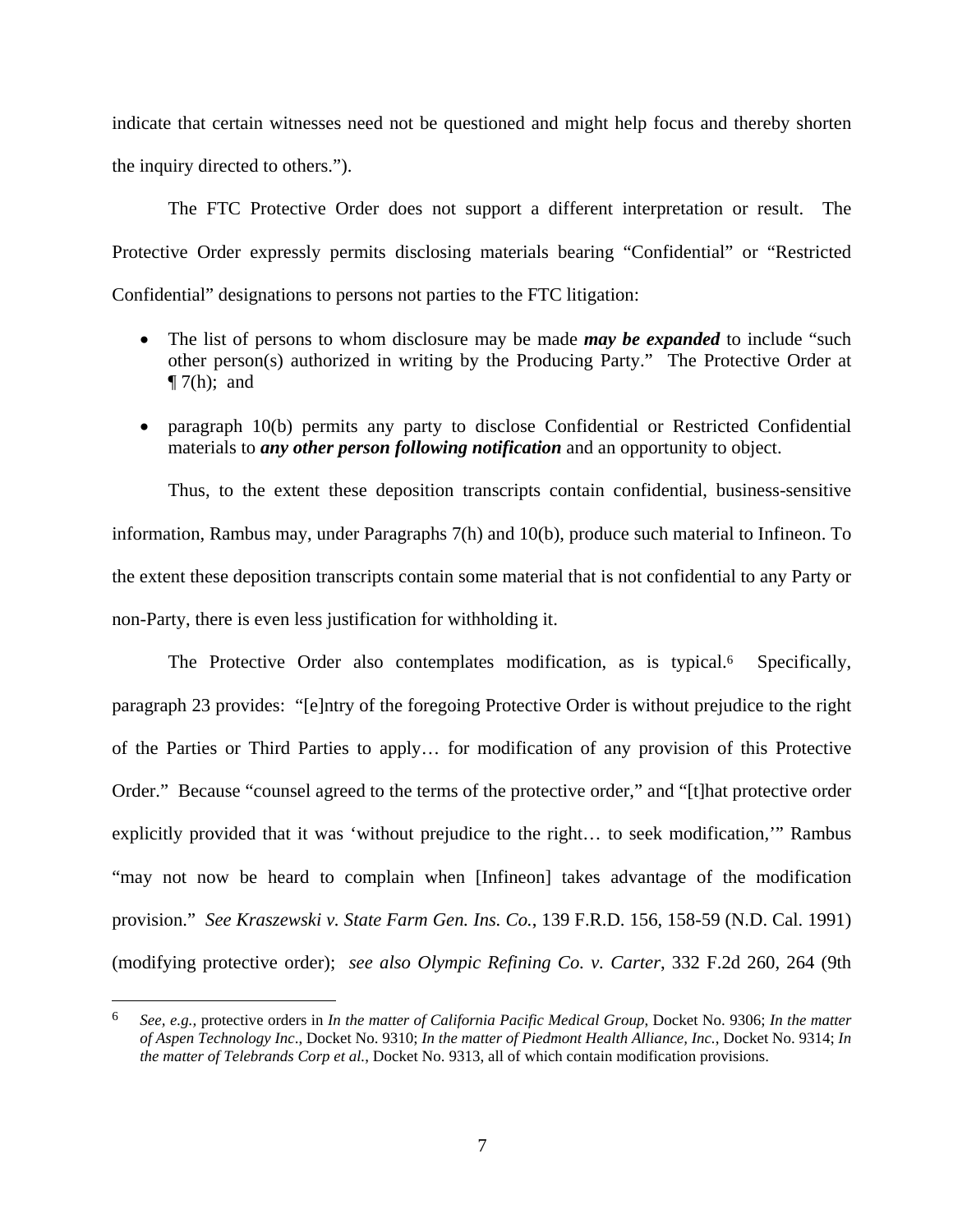indicate that certain witnesses need not be questioned and might help focus and thereby shorten the inquiry directed to others.").

The FTC Protective Order does not support a different interpretation or result. The Protective Order expressly permits disclosing materials bearing "Confidential" or "Restricted Confidential" designations to persons not parties to the FTC litigation:

- The list of persons to whom disclosure may be made ***may be expanded*** to include "such other person(s) authorized in writing by the Producing Party." The Protective Order at ¶ 7(h); and
- paragraph 10(b) permits any party to disclose Confidential or Restricted Confidential materials to ***any other person following notification*** and an opportunity to object.

Thus, to the extent these deposition transcripts contain confidential, business-sensitive information, Rambus may, under Paragraphs 7(h) and 10(b), produce such material to Infineon. To the extent these deposition transcripts contain some material that is not confidential to any Party or non-Party, there is even less justification for withholding it.

The Protective Order also contemplates modification, as is typical.[6] Specifically, paragraph 23 provides: "[e]ntry of the foregoing Protective Order is without prejudice to the right of the Parties or Third Parties to apply… for modification of any provision of this Protective Order." Because "counsel agreed to the terms of the protective order," and "[t]hat protective order explicitly provided that it was 'without prejudice to the right… to seek modification,'" Rambus "may not now be heard to complain when [Infineon] takes advantage of the modification provision." *See Kraszewski v. State Farm Gen. Ins. Co.*, 139 F.R.D. 156, 158-59 (N.D. Cal. 1991) (modifying protective order); *see also Olympic Refining Co. v. Carter*, 332 F.2d 260, 264 (9th

---

[6] *See, e.g.,* protective orders in *In the matter of California Pacific Medical Group*, Docket No. 9306; *In the matter of Aspen Technology Inc*., Docket No. 9310; *In the matter of Piedmont Health Alliance, Inc.*, Docket No. 9314; *In the matter of Telebrands Corp et al.*, Docket No. 9313, all of which contain modification provisions.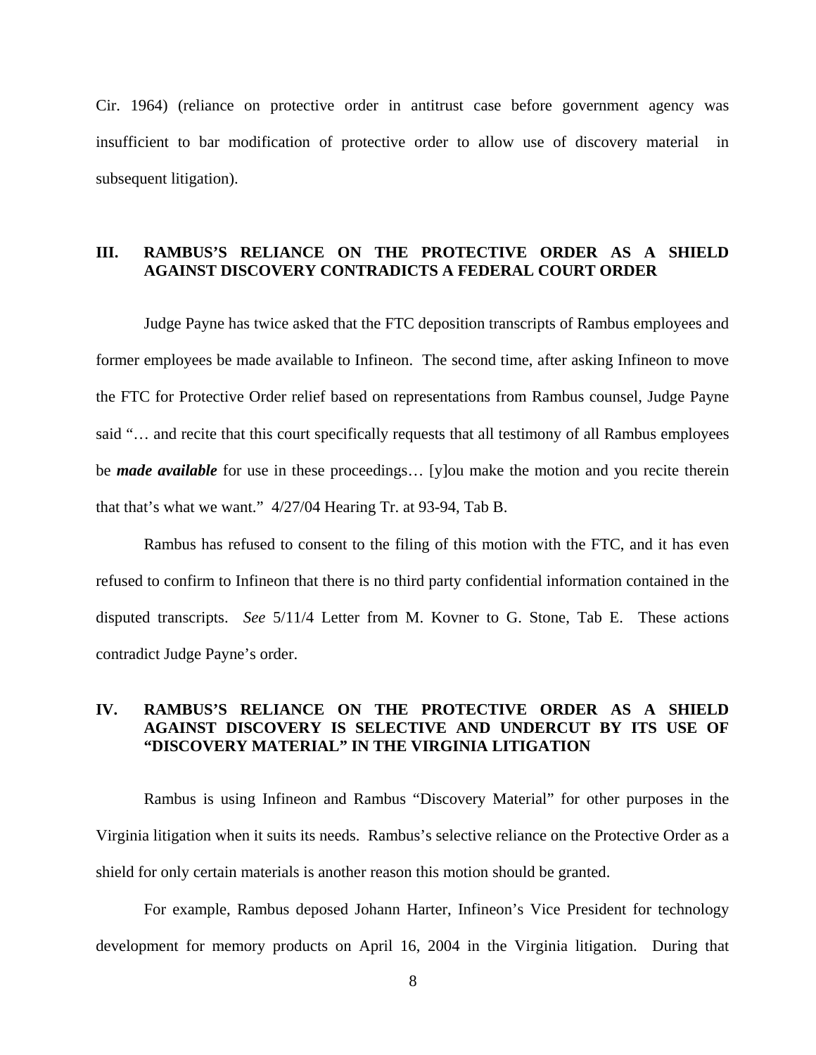Cir. 1964) (reliance on protective order in antitrust case before government agency was insufficient to bar modification of protective order to allow use of discovery material in subsequent litigation).

## III. RAMBUS'S RELIANCE ON THE PROTECTIVE ORDER AS A SHIELD AGAINST DISCOVERY CONTRADICTS A FEDERAL COURT ORDER

Judge Payne has twice asked that the FTC deposition transcripts of Rambus employees and former employees be made available to Infineon. The second time, after asking Infineon to move the FTC for Protective Order relief based on representations from Rambus counsel, Judge Payne said "… and recite that this court specifically requests that all testimony of all Rambus employees be ***made available*** for use in these proceedings… [y]ou make the motion and you recite therein that that's what we want." 4/27/04 Hearing Tr. at 93-94, Tab B.

Rambus has refused to consent to the filing of this motion with the FTC, and it has even refused to confirm to Infineon that there is no third party confidential information contained in the disputed transcripts. *See* 5/11/4 Letter from M. Kovner to G. Stone, Tab E. These actions contradict Judge Payne's order.

## IV. RAMBUS'S RELIANCE ON THE PROTECTIVE ORDER AS A SHIELD AGAINST DISCOVERY IS SELECTIVE AND UNDERCUT BY ITS USE OF "DISCOVERY MATERIAL" IN THE VIRGINIA LITIGATION

Rambus is using Infineon and Rambus "Discovery Material" for other purposes in the Virginia litigation when it suits its needs. Rambus's selective reliance on the Protective Order as a shield for only certain materials is another reason this motion should be granted.

For example, Rambus deposed Johann Harter, Infineon's Vice President for technology development for memory products on April 16, 2004 in the Virginia litigation. During that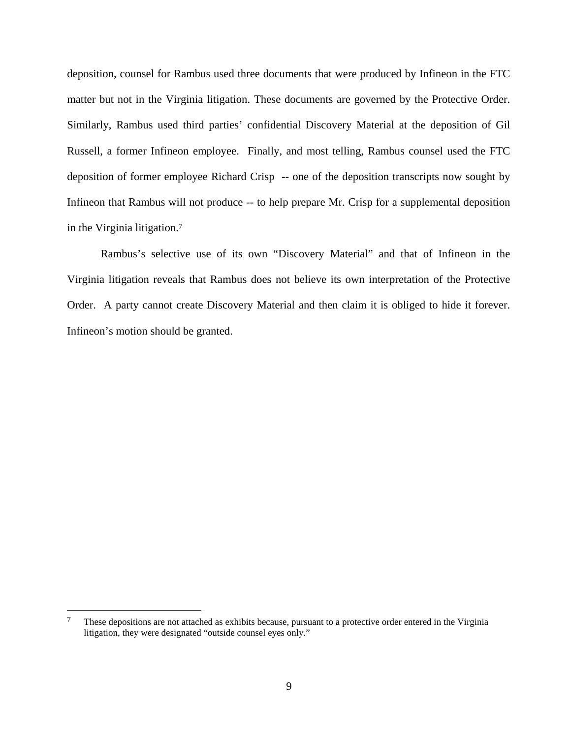deposition, counsel for Rambus used three documents that were produced by Infineon in the FTC matter but not in the Virginia litigation. These documents are governed by the Protective Order. Similarly, Rambus used third parties' confidential Discovery Material at the deposition of Gil Russell, a former Infineon employee. Finally, and most telling, Rambus counsel used the FTC deposition of former employee Richard Crisp -- one of the deposition transcripts now sought by Infineon that Rambus will not produce -- to help prepare Mr. Crisp for a supplemental deposition in the Virginia litigation.[7]

Rambus's selective use of its own "Discovery Material" and that of Infineon in the Virginia litigation reveals that Rambus does not believe its own interpretation of the Protective Order. A party cannot create Discovery Material and then claim it is obliged to hide it forever. Infineon's motion should be granted.

---

[7] These depositions are not attached as exhibits because, pursuant to a protective order entered in the Virginia litigation, they were designated "outside counsel eyes only."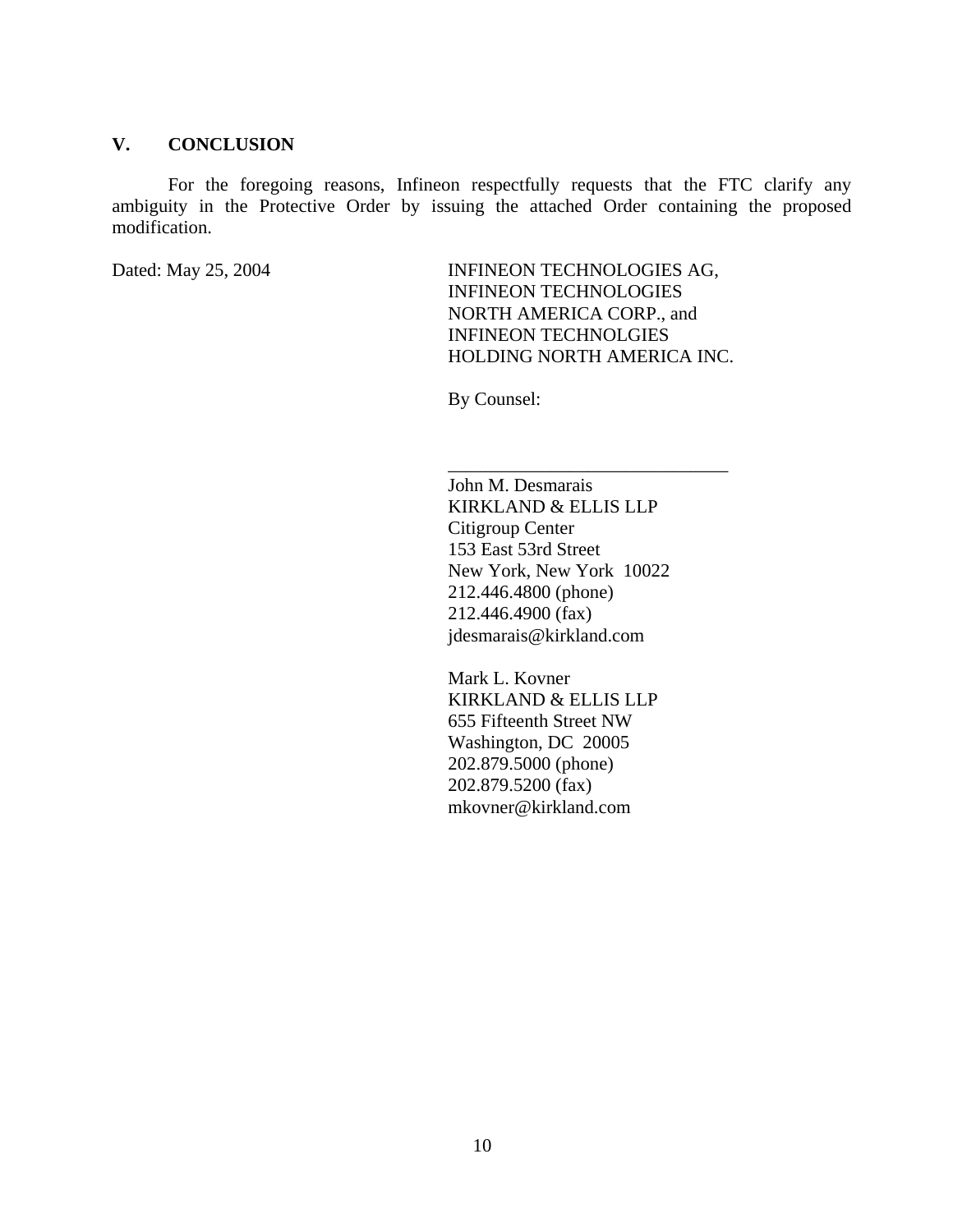## V. CONCLUSION

For the foregoing reasons, Infineon respectfully requests that the FTC clarify any ambiguity in the Protective Order by issuing the attached Order containing the proposed modification.

Dated: May 25, 2004

INFINEON TECHNOLOGIES AG,
INFINEON TECHNOLOGIES
NORTH AMERICA CORP., and
INFINEON TECHNOLGIES
HOLDING NORTH AMERICA INC.

By Counsel:

\_\_\_\_\_\_\_\_\_\_\_\_\_\_\_\_\_\_\_\_\_\_\_\_\_\_\_\_\_\_\_\_

John M. Desmarais
KIRKLAND & ELLIS LLP
Citigroup Center
153 East 53rd Street
New York, New York 10022
212.446.4800 (phone)
212.446.4900 (fax)
jdesmarais@kirkland.com

Mark L. Kovner
KIRKLAND & ELLIS LLP
655 Fifteenth Street NW
Washington, DC 20005
202.879.5000 (phone)
202.879.5200 (fax)
mkovner@kirkland.com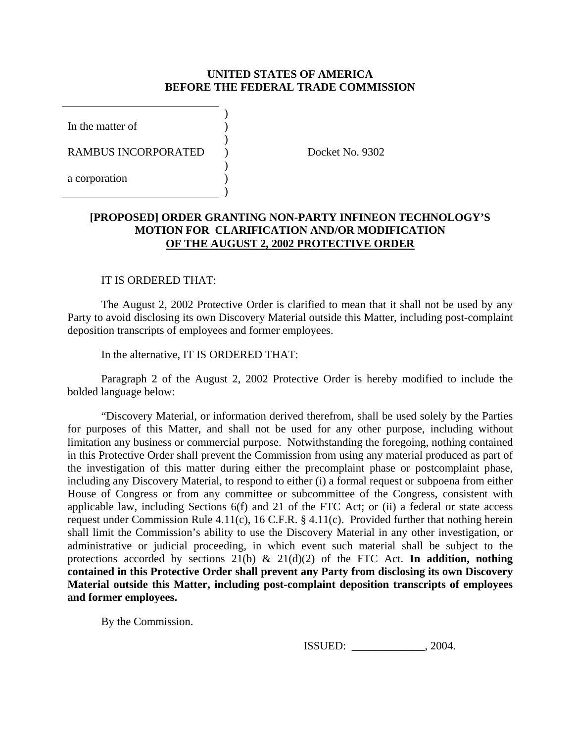**UNITED STATES OF AMERICA**
**BEFORE THE FEDERAL TRADE COMMISSION**

| | | |
|---|---|---|
| In the matter of | ) | |
| RAMBUS INCORPORATED | ) | Docket No. 9302 |
| a corporation | ) | |

**[PROPOSED] ORDER GRANTING NON-PARTY INFINEON TECHNOLOGY'S MOTION FOR CLARIFICATION AND/OR MODIFICATION OF THE AUGUST 2, 2002 PROTECTIVE ORDER**

IT IS ORDERED THAT:

The August 2, 2002 Protective Order is clarified to mean that it shall not be used by any Party to avoid disclosing its own Discovery Material outside this Matter, including post-complaint deposition transcripts of employees and former employees.

In the alternative, IT IS ORDERED THAT:

Paragraph 2 of the August 2, 2002 Protective Order is hereby modified to include the bolded language below:

"Discovery Material, or information derived therefrom, shall be used solely by the Parties for purposes of this Matter, and shall not be used for any other purpose, including without limitation any business or commercial purpose. Notwithstanding the foregoing, nothing contained in this Protective Order shall prevent the Commission from using any material produced as part of the investigation of this matter during either the precomplaint phase or postcomplaint phase, including any Discovery Material, to respond to either (i) a formal request or subpoena from either House of Congress or from any committee or subcommittee of the Congress, consistent with applicable law, including Sections 6(f) and 21 of the FTC Act; or (ii) a federal or state access request under Commission Rule 4.11(c), 16 C.F.R. § 4.11(c). Provided further that nothing herein shall limit the Commission's ability to use the Discovery Material in any other investigation, or administrative or judicial proceeding, in which event such material shall be subject to the protections accorded by sections 21(b) & 21(d)(2) of the FTC Act. **In addition, nothing contained in this Protective Order shall prevent any Party from disclosing its own Discovery Material outside this Matter, including post-complaint deposition transcripts of employees and former employees.**

By the Commission.

ISSUED: _____________, 2004.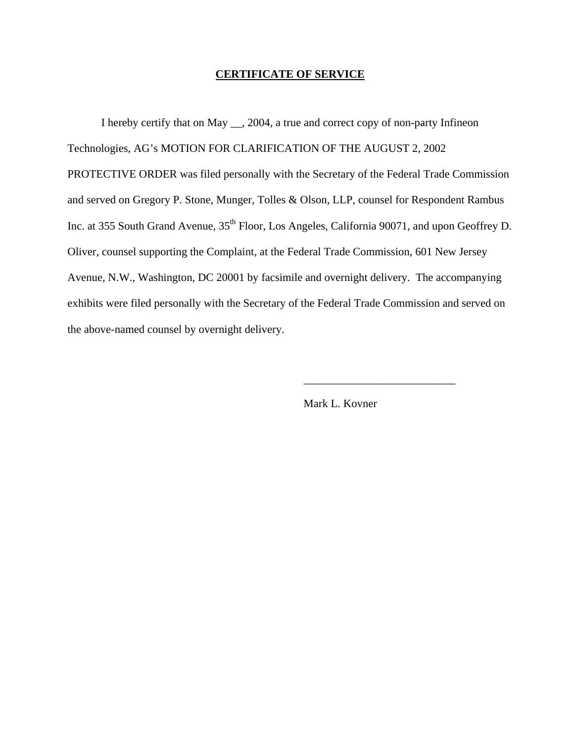## CERTIFICATE OF SERVICE

I hereby certify that on May __, 2004, a true and correct copy of non-party Infineon Technologies, AG's MOTION FOR CLARIFICATION OF THE AUGUST 2, 2002 PROTECTIVE ORDER was filed personally with the Secretary of the Federal Trade Commission and served on Gregory P. Stone, Munger, Tolles & Olson, LLP, counsel for Respondent Rambus Inc. at 355 South Grand Avenue, 35th Floor, Los Angeles, California 90071, and upon Geoffrey D. Oliver, counsel supporting the Complaint, at the Federal Trade Commission, 601 New Jersey Avenue, N.W., Washington, DC 20001 by facsimile and overnight delivery. The accompanying exhibits were filed personally with the Secretary of the Federal Trade Commission and served on the above-named counsel by overnight delivery.

___________________________

Mark L. Kovner